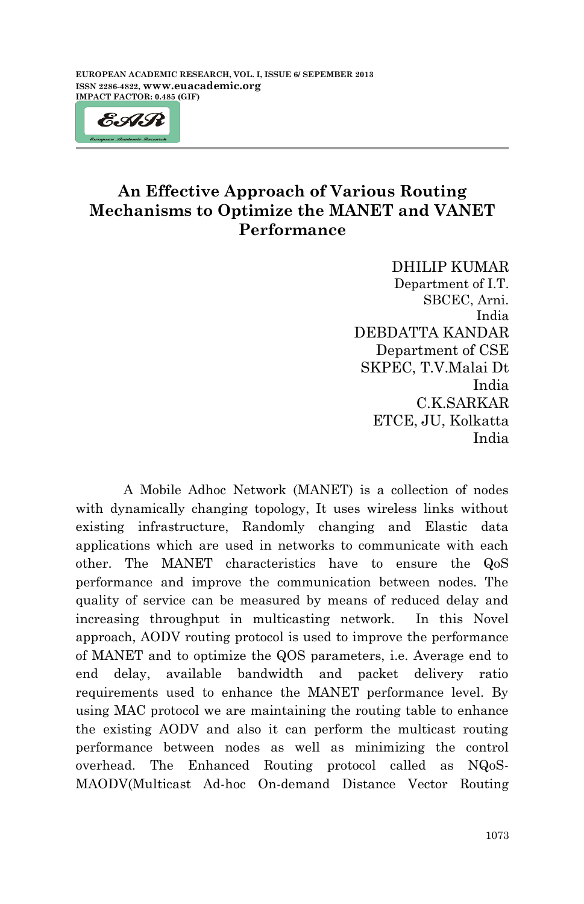# An Effective Approach of Various Routing Mechanisms to Optimize the MANET and VANET Performance

DHILIP KUMAR
Department of I.T.
SBCEC, Arni.
India

DEBDATTA KANDAR
Department of CSE
SKPEC, T.V.Malai Dt
India

C.K.SARKAR
ETCE, JU, Kolkatta
India

A Mobile Adhoc Network (MANET) is a collection of nodes with dynamically changing topology, It uses wireless links without existing infrastructure, Randomly changing and Elastic data applications which are used in networks to communicate with each other. The MANET characteristics have to ensure the QoS performance and improve the communication between nodes. The quality of service can be measured by means of reduced delay and increasing throughput in multicasting network. In this Novel approach, AODV routing protocol is used to improve the performance of MANET and to optimize the QOS parameters, i.e. Average end to end delay, available bandwidth and packet delivery ratio requirements used to enhance the MANET performance level. By using MAC protocol we are maintaining the routing table to enhance the existing AODV and also it can perform the multicast routing performance between nodes as well as minimizing the control overhead. The Enhanced Routing protocol called as NQoS-MAODV(Multicast Ad-hoc On-demand Distance Vector Routing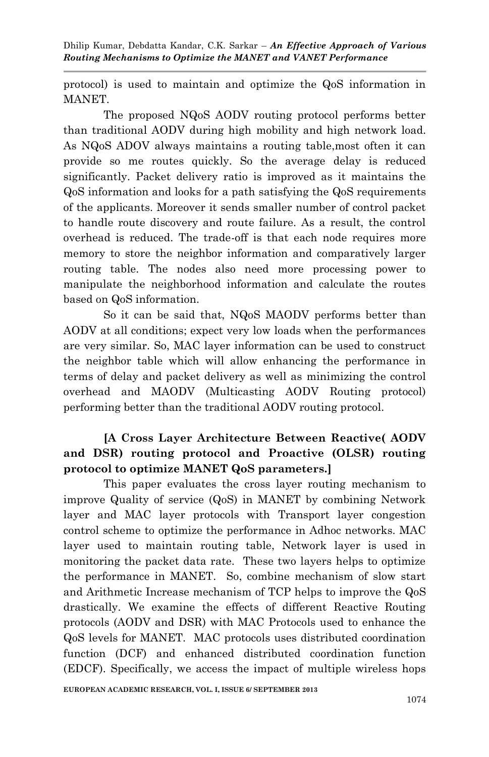protocol) is used to maintain and optimize the QoS information in MANET.

The proposed NQoS AODV routing protocol performs better than traditional AODV during high mobility and high network load. As NQoS ADOV always maintains a routing table,most often it can provide so me routes quickly. So the average delay is reduced significantly. Packet delivery ratio is improved as it maintains the QoS information and looks for a path satisfying the QoS requirements of the applicants. Moreover it sends smaller number of control packet to handle route discovery and route failure. As a result, the control overhead is reduced. The trade-off is that each node requires more memory to store the neighbor information and comparatively larger routing table. The nodes also need more processing power to manipulate the neighborhood information and calculate the routes based on QoS information.

So it can be said that, NQoS MAODV performs better than AODV at all conditions; expect very low loads when the performances are very similar. So, MAC layer information can be used to construct the neighbor table which will allow enhancing the performance in terms of delay and packet delivery as well as minimizing the control overhead and MAODV (Multicasting AODV Routing protocol) performing better than the traditional AODV routing protocol.

**[A Cross Layer Architecture Between Reactive( AODV and DSR) routing protocol and Proactive (OLSR) routing protocol to optimize MANET QoS parameters.]**

This paper evaluates the cross layer routing mechanism to improve Quality of service (QoS) in MANET by combining Network layer and MAC layer protocols with Transport layer congestion control scheme to optimize the performance in Adhoc networks. MAC layer used to maintain routing table, Network layer is used in monitoring the packet data rate. These two layers helps to optimize the performance in MANET. So, combine mechanism of slow start and Arithmetic Increase mechanism of TCP helps to improve the QoS drastically. We examine the effects of different Reactive Routing protocols (AODV and DSR) with MAC Protocols used to enhance the QoS levels for MANET. MAC protocols uses distributed coordination function (DCF) and enhanced distributed coordination function (EDCF). Specifically, we access the impact of multiple wireless hops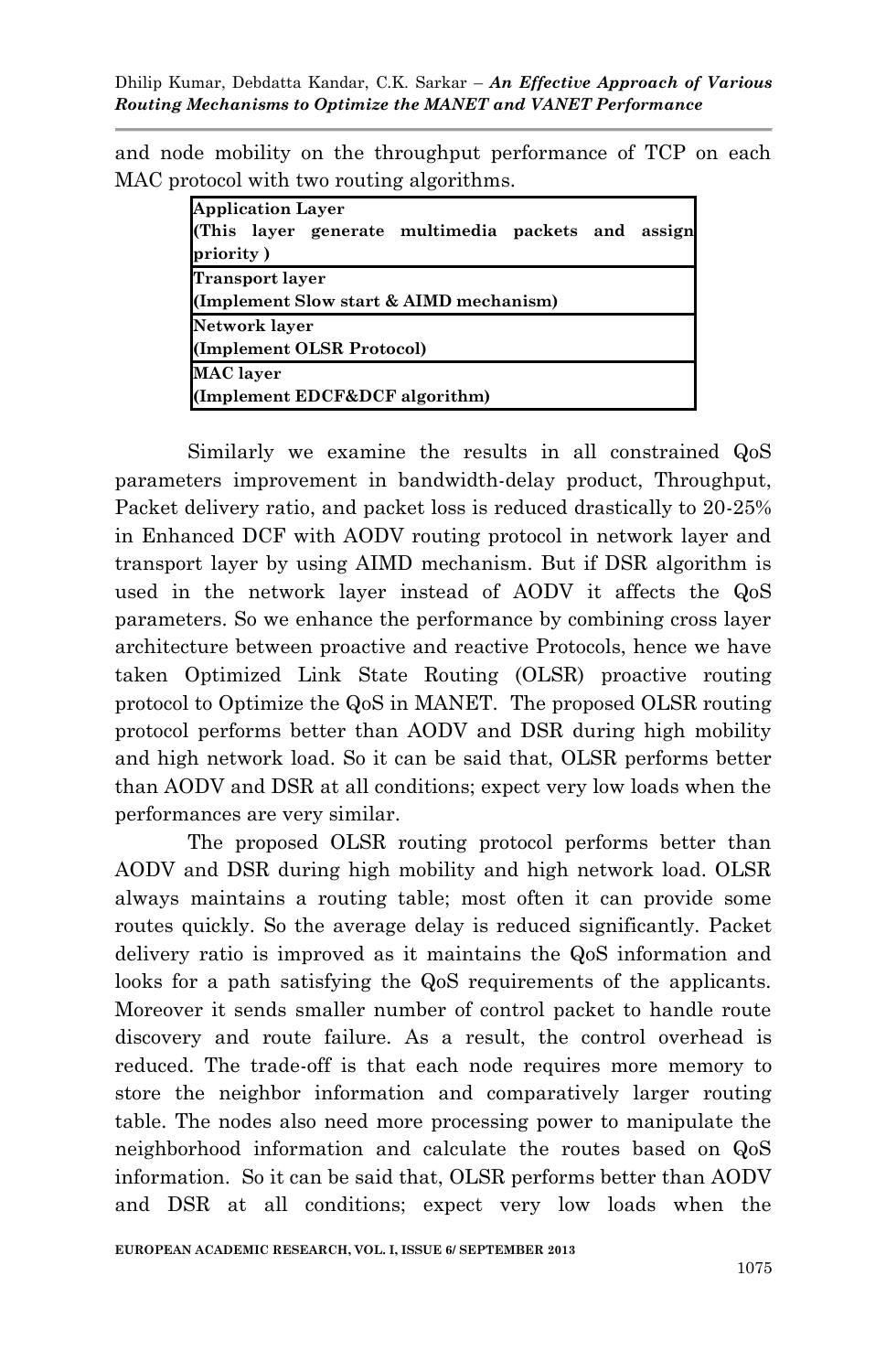and node mobility on the throughput performance of TCP on each MAC protocol with two routing algorithms.

| **Application Layer (This layer generate multimedia packets and assign priority )** |
|---|
| **Transport layer (Implement Slow start & AIMD mechanism)** |
| **Network layer (Implement OLSR Protocol)** |
| **MAC layer (Implement EDCF&DCF algorithm)** |

Similarly we examine the results in all constrained QoS parameters improvement in bandwidth-delay product, Throughput, Packet delivery ratio, and packet loss is reduced drastically to 20-25% in Enhanced DCF with AODV routing protocol in network layer and transport layer by using AIMD mechanism. But if DSR algorithm is used in the network layer instead of AODV it affects the QoS parameters. So we enhance the performance by combining cross layer architecture between proactive and reactive Protocols, hence we have taken Optimized Link State Routing (OLSR) proactive routing protocol to Optimize the QoS in MANET. The proposed OLSR routing protocol performs better than AODV and DSR during high mobility and high network load. So it can be said that, OLSR performs better than AODV and DSR at all conditions; expect very low loads when the performances are very similar.

The proposed OLSR routing protocol performs better than AODV and DSR during high mobility and high network load. OLSR always maintains a routing table; most often it can provide some routes quickly. So the average delay is reduced significantly. Packet delivery ratio is improved as it maintains the QoS information and looks for a path satisfying the QoS requirements of the applicants. Moreover it sends smaller number of control packet to handle route discovery and route failure. As a result, the control overhead is reduced. The trade-off is that each node requires more memory to store the neighbor information and comparatively larger routing table. The nodes also need more processing power to manipulate the neighborhood information and calculate the routes based on QoS information. So it can be said that, OLSR performs better than AODV and DSR at all conditions; expect very low loads when the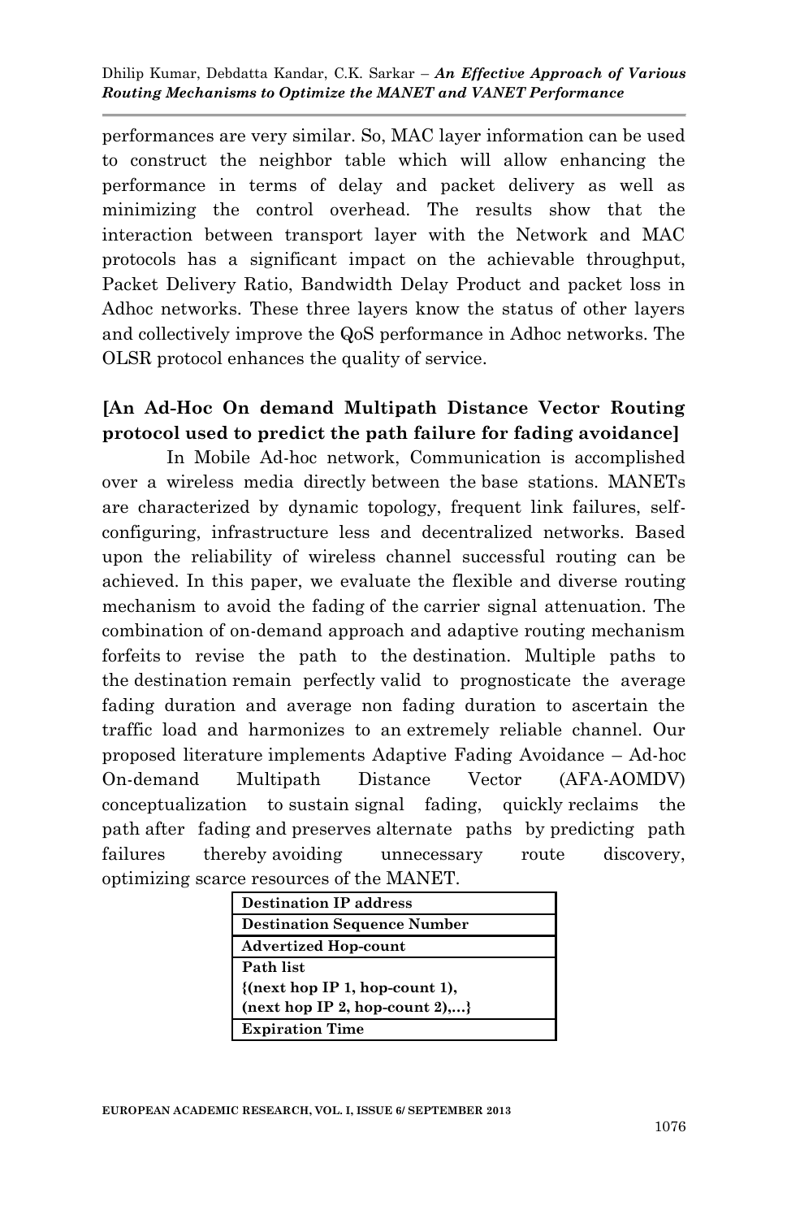performances are very similar. So, MAC layer information can be used to construct the neighbor table which will allow enhancing the performance in terms of delay and packet delivery as well as minimizing the control overhead. The results show that the interaction between transport layer with the Network and MAC protocols has a significant impact on the achievable throughput, Packet Delivery Ratio, Bandwidth Delay Product and packet loss in Adhoc networks. These three layers know the status of other layers and collectively improve the QoS performance in Adhoc networks. The OLSR protocol enhances the quality of service.

**[An Ad-Hoc On demand Multipath Distance Vector Routing protocol used to predict the path failure for fading avoidance]**

In Mobile Ad-hoc network, Communication is accomplished over a wireless media directly between the base stations. MANETs are characterized by dynamic topology, frequent link failures, self-configuring, infrastructure less and decentralized networks. Based upon the reliability of wireless channel successful routing can be achieved. In this paper, we evaluate the flexible and diverse routing mechanism to avoid the fading of the carrier signal attenuation. The combination of on-demand approach and adaptive routing mechanism forfeits to revise the path to the destination. Multiple paths to the destination remain perfectly valid to prognosticate the average fading duration and average non fading duration to ascertain the traffic load and harmonizes to an extremely reliable channel. Our proposed literature implements Adaptive Fading Avoidance – Ad-hoc On-demand Multipath Distance Vector (AFA-AOMDV) conceptualization to sustain signal fading, quickly reclaims the path after fading and preserves alternate paths by predicting path failures thereby avoiding unnecessary route discovery, optimizing scarce resources of the MANET.

| **Destination IP address** |
|---|
| **Destination Sequence Number** |
| **Advertized Hop-count** |
| **Path list {(next hop IP 1, hop-count 1), (next hop IP 2, hop-count 2),...}** |
| **Expiration Time** |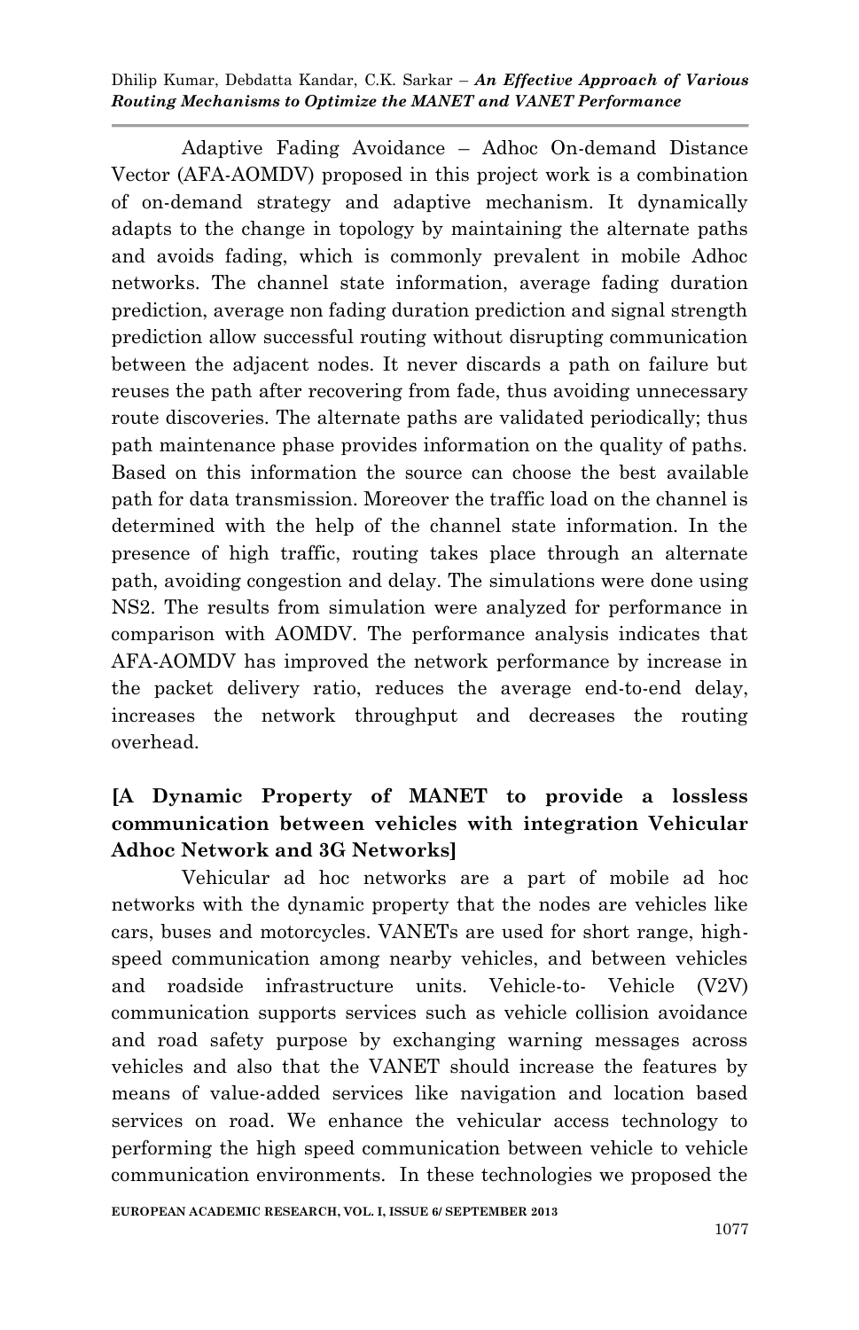Adaptive Fading Avoidance – Adhoc On-demand Distance Vector (AFA-AOMDV) proposed in this project work is a combination of on-demand strategy and adaptive mechanism. It dynamically adapts to the change in topology by maintaining the alternate paths and avoids fading, which is commonly prevalent in mobile Adhoc networks. The channel state information, average fading duration prediction, average non fading duration prediction and signal strength prediction allow successful routing without disrupting communication between the adjacent nodes. It never discards a path on failure but reuses the path after recovering from fade, thus avoiding unnecessary route discoveries. The alternate paths are validated periodically; thus path maintenance phase provides information on the quality of paths. Based on this information the source can choose the best available path for data transmission. Moreover the traffic load on the channel is determined with the help of the channel state information. In the presence of high traffic, routing takes place through an alternate path, avoiding congestion and delay. The simulations were done using NS2. The results from simulation were analyzed for performance in comparison with AOMDV. The performance analysis indicates that AFA-AOMDV has improved the network performance by increase in the packet delivery ratio, reduces the average end-to-end delay, increases the network throughput and decreases the routing overhead.

**[A Dynamic Property of MANET to provide a lossless communication between vehicles with integration Vehicular Adhoc Network and 3G Networks]**

Vehicular ad hoc networks are a part of mobile ad hoc networks with the dynamic property that the nodes are vehicles like cars, buses and motorcycles. VANETs are used for short range, high-speed communication among nearby vehicles, and between vehicles and roadside infrastructure units. Vehicle-to- Vehicle (V2V) communication supports services such as vehicle collision avoidance and road safety purpose by exchanging warning messages across vehicles and also that the VANET should increase the features by means of value-added services like navigation and location based services on road. We enhance the vehicular access technology to performing the high speed communication between vehicle to vehicle communication environments. In these technologies we proposed the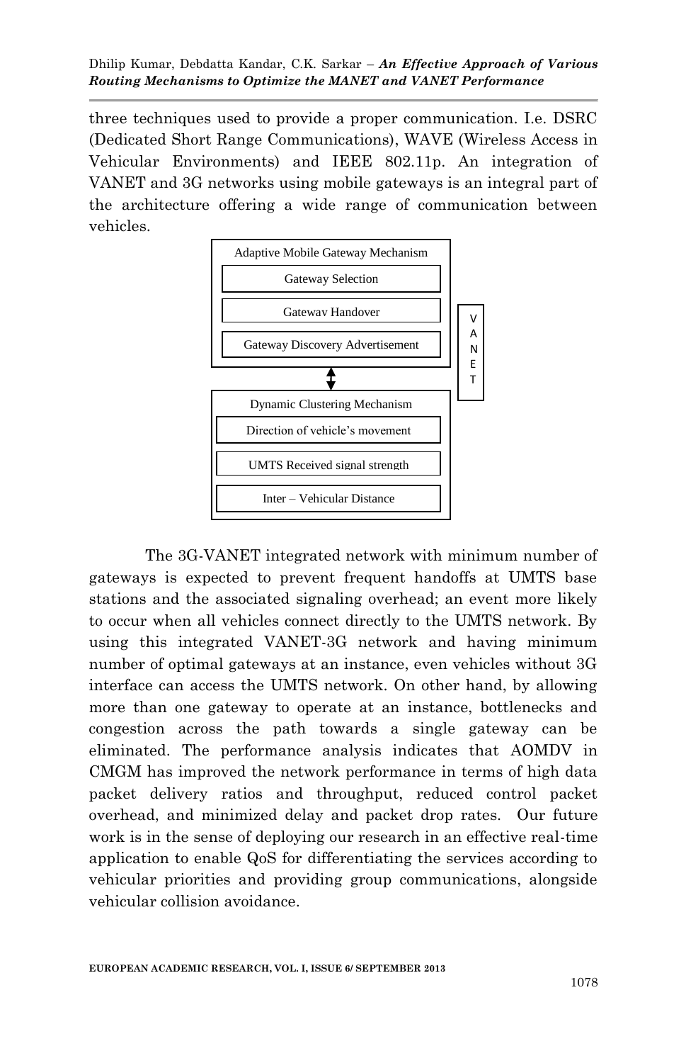three techniques used to provide a proper communication. I.e. DSRC (Dedicated Short Range Communications), WAVE (Wireless Access in Vehicular Environments) and IEEE 802.11p. An integration of VANET and 3G networks using mobile gateways is an integral part of the architecture offering a wide range of communication between vehicles.

Adaptive Mobile Gateway Mechanism
- Gateway Selection
- Gateway Handover
- Gateway Discovery Advertisement

Dynamic Clustering Mechanism
- Direction of vehicle's movement
- UMTS Received signal strength
- Inter – Vehicular Distance

VANET

The 3G-VANET integrated network with minimum number of gateways is expected to prevent frequent handoffs at UMTS base stations and the associated signaling overhead; an event more likely to occur when all vehicles connect directly to the UMTS network. By using this integrated VANET-3G network and having minimum number of optimal gateways at an instance, even vehicles without 3G interface can access the UMTS network. On other hand, by allowing more than one gateway to operate at an instance, bottlenecks and congestion across the path towards a single gateway can be eliminated. The performance analysis indicates that AOMDV in CMGM has improved the network performance in terms of high data packet delivery ratios and throughput, reduced control packet overhead, and minimized delay and packet drop rates. Our future work is in the sense of deploying our research in an effective real-time application to enable QoS for differentiating the services according to vehicular priorities and providing group communications, alongside vehicular collision avoidance.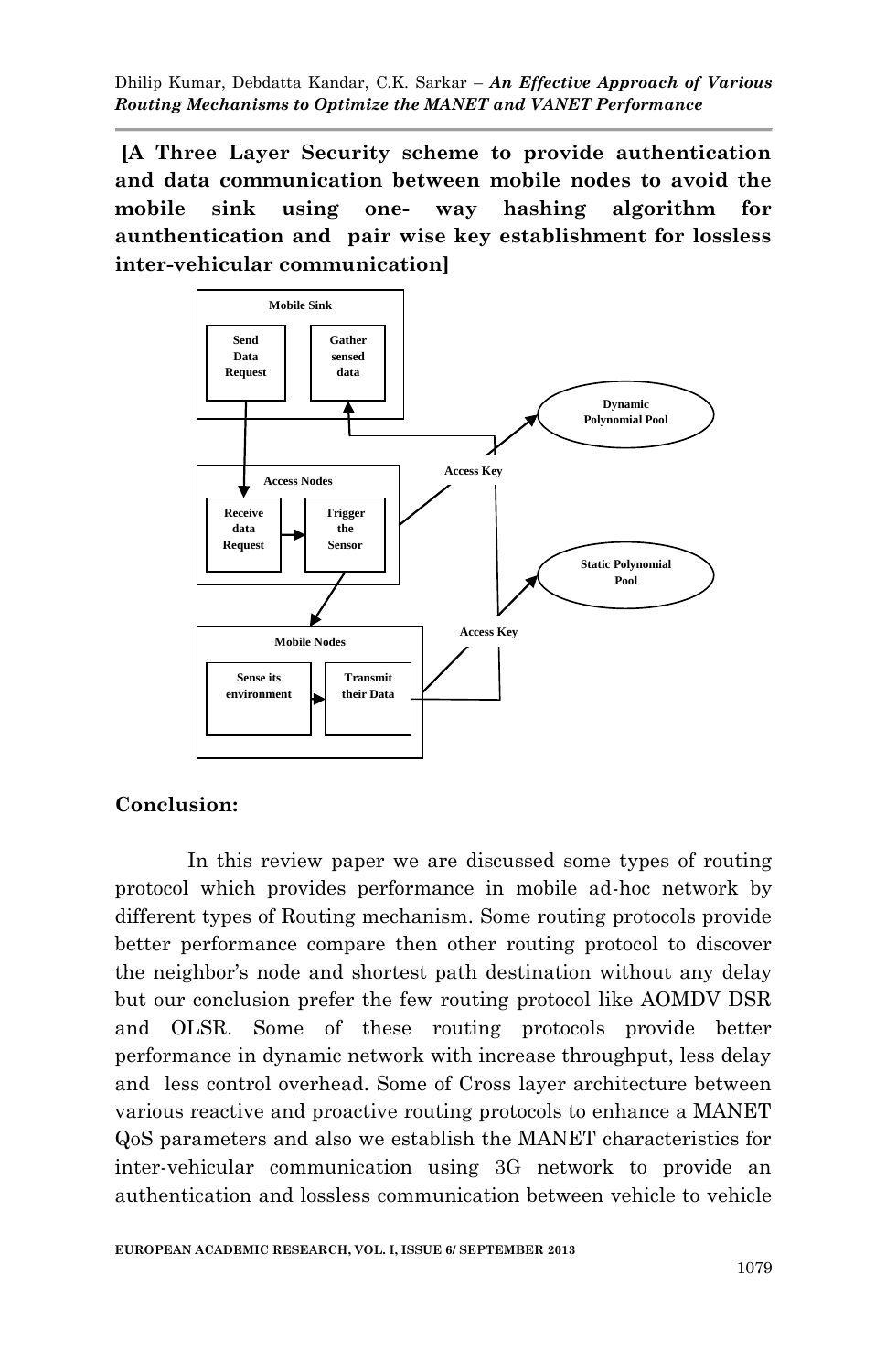**[A Three Layer Security scheme to provide authentication and data communication between mobile nodes to avoid the mobile sink using one- way hashing algorithm for aunthentication and pair wise key establishment for lossless inter-vehicular communication]**

## Conclusion:

In this review paper we are discussed some types of routing protocol which provides performance in mobile ad-hoc network by different types of Routing mechanism. Some routing protocols provide better performance compare then other routing protocol to discover the neighbor's node and shortest path destination without any delay but our conclusion prefer the few routing protocol like AOMDV DSR and OLSR. Some of these routing protocols provide better performance in dynamic network with increase throughput, less delay and less control overhead. Some of Cross layer architecture between various reactive and proactive routing protocols to enhance a MANET QoS parameters and also we establish the MANET characteristics for inter-vehicular communication using 3G network to provide an authentication and lossless communication between vehicle to vehicle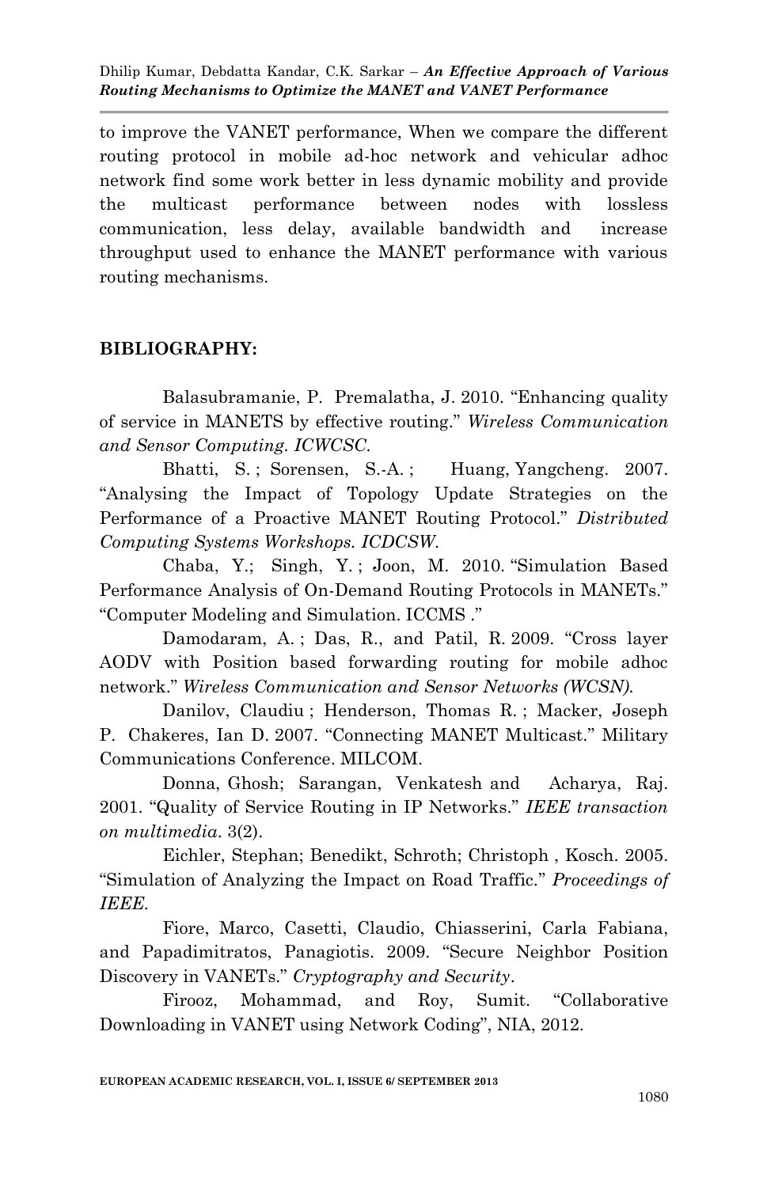to improve the VANET performance, When we compare the different routing protocol in mobile ad-hoc network and vehicular adhoc network find some work better in less dynamic mobility and provide the multicast performance between nodes with lossless communication, less delay, available bandwidth and increase throughput used to enhance the MANET performance with various routing mechanisms.

## BIBLIOGRAPHY:

Balasubramanie, P. Premalatha, J. 2010. "Enhancing quality of service in MANETS by effective routing." *Wireless Communication and Sensor Computing. ICWCSC.*

Bhatti, S. ; Sorensen, S.-A. ; Huang, Yangcheng. 2007. "Analysing the Impact of Topology Update Strategies on the Performance of a Proactive MANET Routing Protocol." *Distributed Computing Systems Workshops. ICDCSW.*

Chaba, Y.; Singh, Y. ; Joon, M. 2010. "Simulation Based Performance Analysis of On-Demand Routing Protocols in MANETs." "Computer Modeling and Simulation. ICCMS ."

Damodaram, A. ; Das, R., and Patil, R. 2009. "Cross layer AODV with Position based forwarding routing for mobile adhoc network." *Wireless Communication and Sensor Networks (WCSN).*

Danilov, Claudiu ; Henderson, Thomas R. ; Macker, Joseph P. Chakeres, Ian D. 2007. "Connecting MANET Multicast." Military Communications Conference. MILCOM.

Donna, Ghosh; Sarangan, Venkatesh and Acharya, Raj. 2001. "Quality of Service Routing in IP Networks." *IEEE transaction on multimedia*. 3(2).

Eichler, Stephan; Benedikt, Schroth; Christoph , Kosch. 2005. "Simulation of Analyzing the Impact on Road Traffic." *Proceedings of IEEE.*

Fiore, Marco, Casetti, Claudio, Chiasserini, Carla Fabiana, and Papadimitratos, Panagiotis. 2009. "Secure Neighbor Position Discovery in VANETs." *Cryptography and Security*.

Firooz, Mohammad, and Roy, Sumit. "Collaborative Downloading in VANET using Network Coding", NIA, 2012.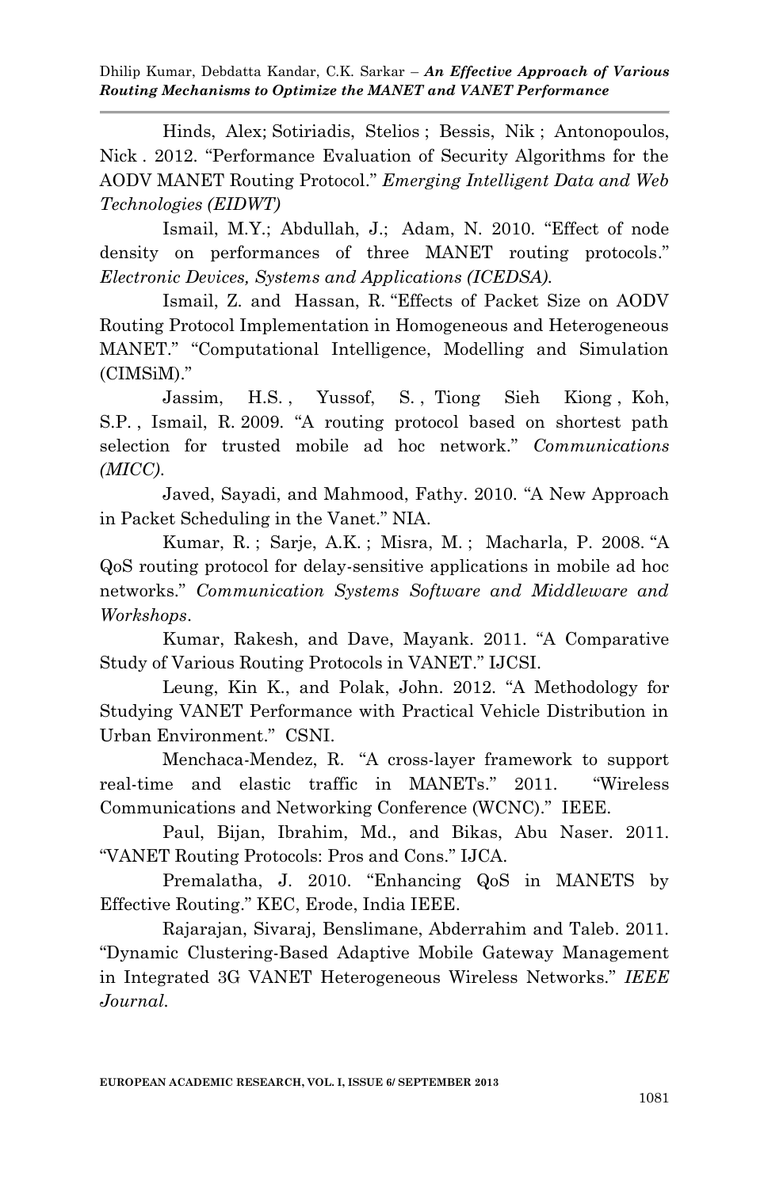Hinds, Alex; Sotiriadis, Stelios ; Bessis, Nik ; Antonopoulos, Nick . 2012. "Performance Evaluation of Security Algorithms for the AODV MANET Routing Protocol." *Emerging Intelligent Data and Web Technologies (EIDWT)*

Ismail, M.Y.; Abdullah, J.; Adam, N. 2010. "Effect of node density on performances of three MANET routing protocols." *Electronic Devices, Systems and Applications (ICEDSA).*

Ismail, Z. and Hassan, R. "Effects of Packet Size on AODV Routing Protocol Implementation in Homogeneous and Heterogeneous MANET." "Computational Intelligence, Modelling and Simulation (CIMSiM)."

Jassim, H.S. , Yussof, S. , Tiong Sieh Kiong , Koh, S.P. , Ismail, R. 2009. "A routing protocol based on shortest path selection for trusted mobile ad hoc network." *Communications (MICC).*

Javed, Sayadi, and Mahmood, Fathy. 2010. "A New Approach in Packet Scheduling in the Vanet." NIA.

Kumar, R. ; Sarje, A.K. ; Misra, M. ; Macharla, P. 2008. "A QoS routing protocol for delay-sensitive applications in mobile ad hoc networks." *Communication Systems Software and Middleware and Workshops*.

Kumar, Rakesh, and Dave, Mayank. 2011. "A Comparative Study of Various Routing Protocols in VANET." IJCSI.

Leung, Kin K., and Polak, John. 2012. "A Methodology for Studying VANET Performance with Practical Vehicle Distribution in Urban Environment." CSNI.

Menchaca-Mendez, R. "A cross-layer framework to support real-time and elastic traffic in MANETs." 2011. "Wireless Communications and Networking Conference (WCNC)." IEEE.

Paul, Bijan, Ibrahim, Md., and Bikas, Abu Naser. 2011. "VANET Routing Protocols: Pros and Cons." IJCA.

Premalatha, J. 2010. "Enhancing QoS in MANETS by Effective Routing." KEC, Erode, India IEEE.

Rajarajan, Sivaraj, Benslimane, Abderrahim and Taleb. 2011. "Dynamic Clustering-Based Adaptive Mobile Gateway Management in Integrated 3G VANET Heterogeneous Wireless Networks." *IEEE Journal.*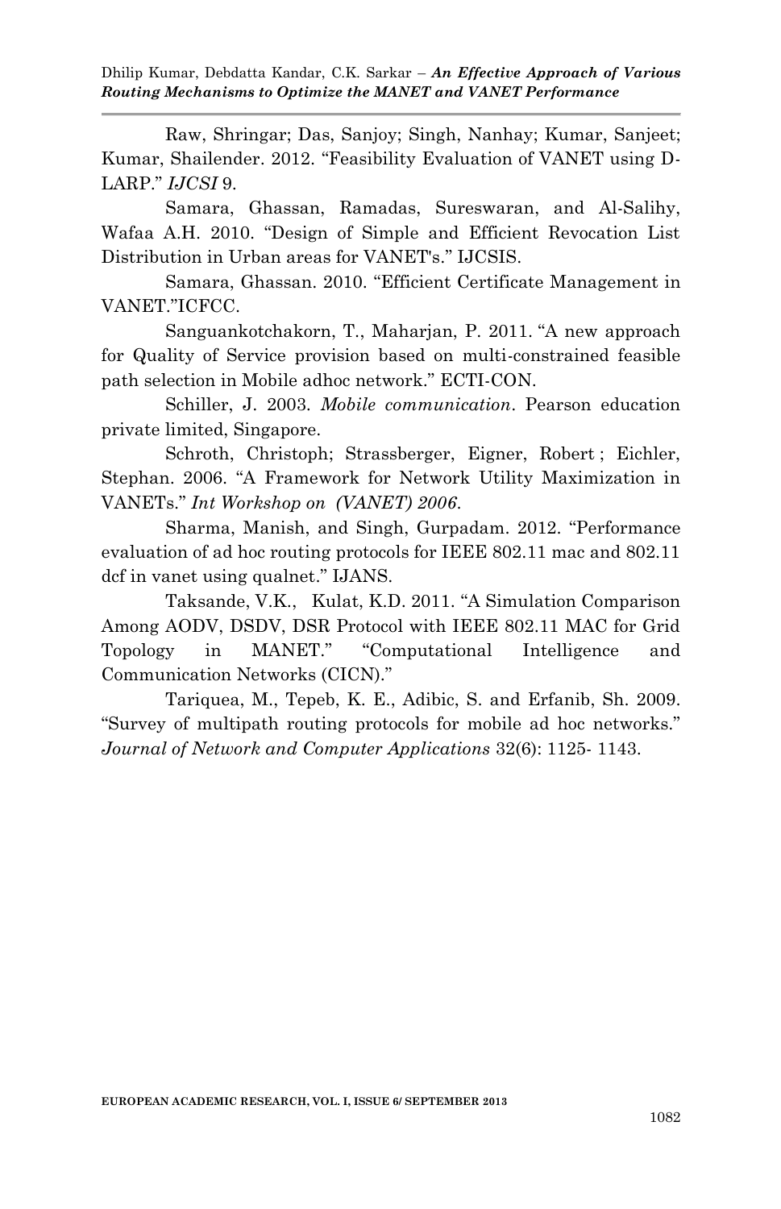Raw, Shringar; Das, Sanjoy; Singh, Nanhay; Kumar, Sanjeet; Kumar, Shailender. 2012. "Feasibility Evaluation of VANET using D-LARP." *IJCSI* 9.

Samara, Ghassan, Ramadas, Sureswaran, and Al-Salihy, Wafaa A.H. 2010. "Design of Simple and Efficient Revocation List Distribution in Urban areas for VANET's." IJCSIS.

Samara, Ghassan. 2010. "Efficient Certificate Management in VANET."ICFCC.

Sanguankotchakorn, T., Maharjan, P. 2011. "A new approach for Quality of Service provision based on multi-constrained feasible path selection in Mobile adhoc network." ECTI-CON.

Schiller, J. 2003. *Mobile communication*. Pearson education private limited, Singapore.

Schroth, Christoph; Strassberger, Eigner, Robert ; Eichler, Stephan. 2006. "A Framework for Network Utility Maximization in VANETs." *Int Workshop on (VANET) 2006*.

Sharma, Manish, and Singh, Gurpadam. 2012. "Performance evaluation of ad hoc routing protocols for IEEE 802.11 mac and 802.11 dcf in vanet using qualnet." IJANS.

Taksande, V.K., Kulat, K.D. 2011. "A Simulation Comparison Among AODV, DSDV, DSR Protocol with IEEE 802.11 MAC for Grid Topology in MANET." "Computational Intelligence and Communication Networks (CICN)."

Tariquea, M., Tepeb, K. E., Adibic, S. and Erfanib, Sh. 2009. "Survey of multipath routing protocols for mobile ad hoc networks." *Journal of Network and Computer Applications* 32(6): 1125- 1143.